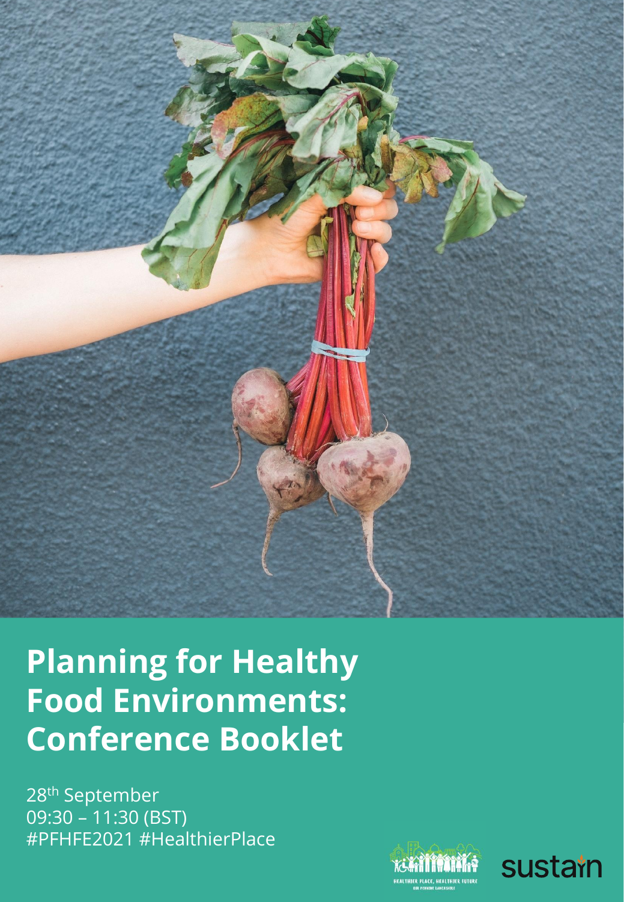# Planning for Healthy Food Environments: Conference Booklet

28th September
09:30 – 11:30 (BST)
#PFHFE2021 #HealthierPlace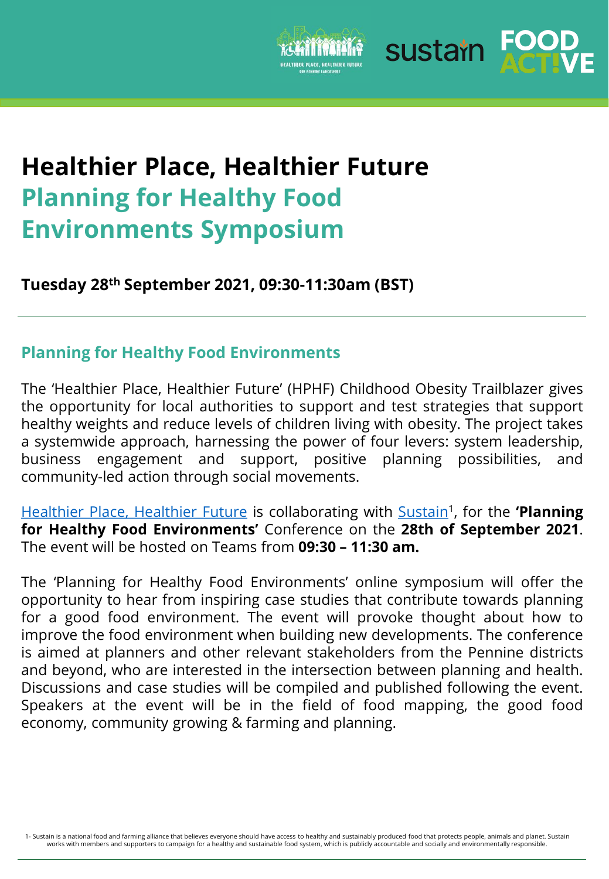# Healthier Place, Healthier Future

## Planning for Healthy Food Environments Symposium

**Tuesday 28th September 2021, 09:30-11:30am (BST)**

---

### Planning for Healthy Food Environments

The 'Healthier Place, Healthier Future' (HPHF) Childhood Obesity Trailblazer gives the opportunity for local authorities to support and test strategies that support healthy weights and reduce levels of children living with obesity. The project takes a systemwide approach, harnessing the power of four levers: system leadership, business engagement and support, positive planning possibilities, and community-led action through social movements.

Healthier Place, Healthier Future is collaborating with Sustain[1], for the **'Planning for Healthy Food Environments'** Conference on the **28th of September 2021**. The event will be hosted on Teams from **09:30 – 11:30 am.**

The 'Planning for Healthy Food Environments' online symposium will offer the opportunity to hear from inspiring case studies that contribute towards planning for a good food environment. The event will provoke thought about how to improve the food environment when building new developments. The conference is aimed at planners and other relevant stakeholders from the Pennine districts and beyond, who are interested in the intersection between planning and health. Discussions and case studies will be compiled and published following the event. Speakers at the event will be in the field of food mapping, the good food economy, community growing & farming and planning.

1- Sustain is a national food and farming alliance that believes everyone should have access to healthy and sustainably produced food that protects people, animals and planet. Sustain works with members and supporters to campaign for a healthy and sustainable food system, which is publicly accountable and socially and environmentally responsible.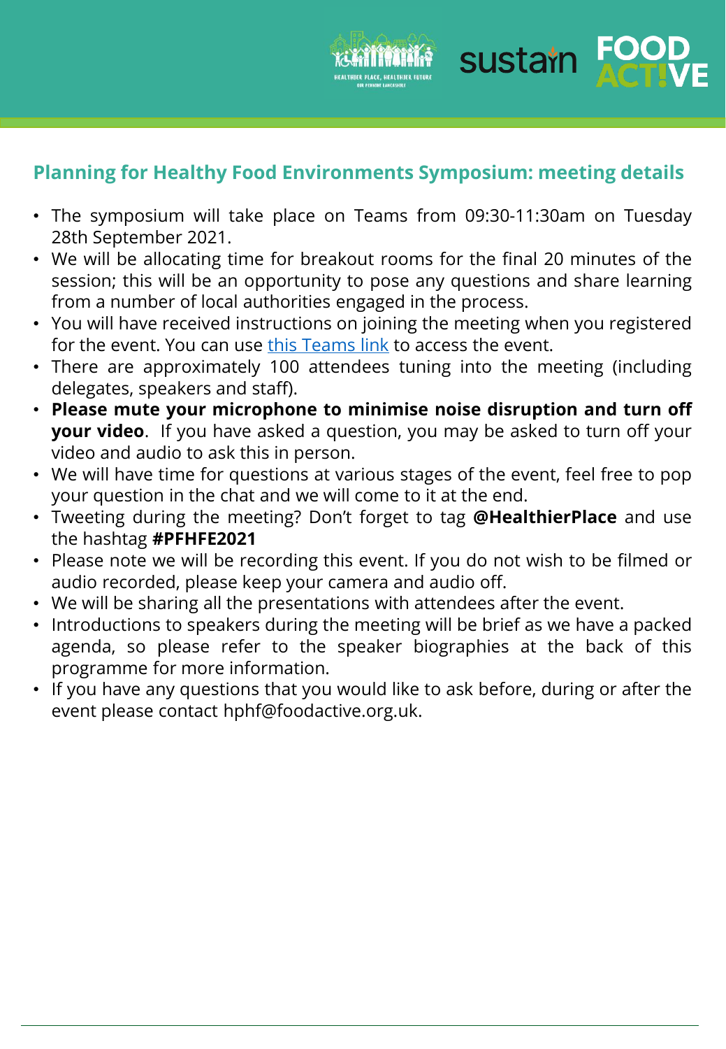## Planning for Healthy Food Environments Symposium: meeting details

- The symposium will take place on Teams from 09:30-11:30am on Tuesday 28th September 2021.
- We will be allocating time for breakout rooms for the final 20 minutes of the session; this will be an opportunity to pose any questions and share learning from a number of local authorities engaged in the process.
- You will have received instructions on joining the meeting when you registered for the event. You can use this Teams link to access the event.
- There are approximately 100 attendees tuning into the meeting (including delegates, speakers and staff).
- **Please mute your microphone to minimise noise disruption and turn off your video**. If you have asked a question, you may be asked to turn off your video and audio to ask this in person.
- We will have time for questions at various stages of the event, feel free to pop your question in the chat and we will come to it at the end.
- Tweeting during the meeting? Don't forget to tag **@HealthierPlace** and use the hashtag **#PFHFE2021**
- Please note we will be recording this event. If you do not wish to be filmed or audio recorded, please keep your camera and audio off.
- We will be sharing all the presentations with attendees after the event.
- Introductions to speakers during the meeting will be brief as we have a packed agenda, so please refer to the speaker biographies at the back of this programme for more information.
- If you have any questions that you would like to ask before, during or after the event please contact hphf@foodactive.org.uk.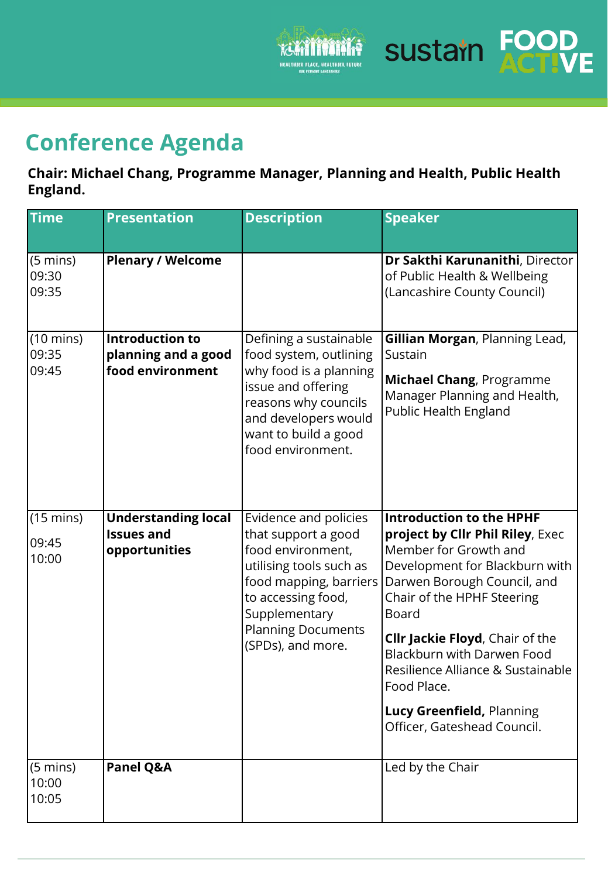# Conference Agenda

**Chair: Michael Chang, Programme Manager, Planning and Health, Public Health England.**

| Time | Presentation | Description | Speaker |
|---|---|---|---|
| (5 mins) 09:30 09:35 | **Plenary / Welcome** | | **Dr Sakthi Karunanithi**, Director of Public Health & Wellbeing (Lancashire County Council) |
| (10 mins) 09:35 09:45 | **Introduction to planning and a good food environment** | Defining a sustainable food system, outlining why food is a planning issue and offering reasons why councils and developers would want to build a good food environment. | **Gillian Morgan**, Planning Lead, Sustain<br><br>**Michael Chang**, Programme Manager Planning and Health, Public Health England |
| (15 mins) 09:45 10:00 | **Understanding local Issues and opportunities** | Evidence and policies that support a good food environment, utilising tools such as food mapping, barriers to accessing food, Supplementary Planning Documents (SPDs), and more. | **Introduction to the HPHF project by Cllr Phil Riley**, Exec Member for Growth and Development for Blackburn with Darwen Borough Council, and Chair of the HPHF Steering Board<br><br>**Cllr Jackie Floyd**, Chair of the Blackburn with Darwen Food Resilience Alliance & Sustainable Food Place.<br><br>**Lucy Greenfield,** Planning Officer, Gateshead Council. |
| (5 mins) 10:00 10:05 | **Panel Q&A** | | Led by the Chair |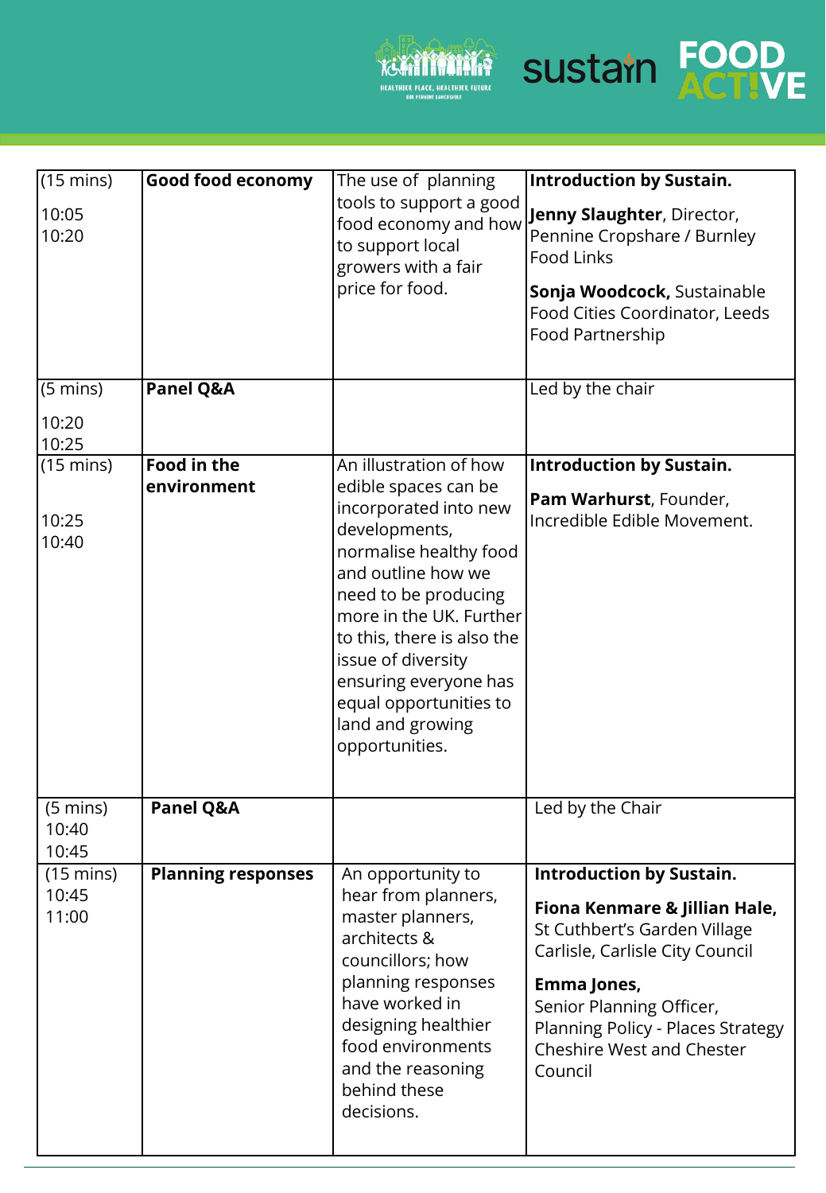| (15 mins)<br>10:05<br>10:20 | **Good food economy** | The use of planning tools to support a good food economy and how to support local growers with a fair price for food. | **Introduction by Sustain.**<br>**Jenny Slaughter**, Director, Pennine Cropshare / Burnley Food Links<br>**Sonja Woodcock,** Sustainable Food Cities Coordinator, Leeds Food Partnership |
|---|---|---|---|
| (5 mins)<br>10:20<br>10:25 | **Panel Q&A** | | Led by the chair |
| (15 mins)<br>10:25<br>10:40 | **Food in the environment** | An illustration of how edible spaces can be incorporated into new developments, normalise healthy food and outline how we need to be producing more in the UK. Further to this, there is also the issue of diversity ensuring everyone has equal opportunities to land and growing opportunities. | **Introduction by Sustain.**<br>**Pam Warhurst**, Founder, Incredible Edible Movement. |
| (5 mins)<br>10:40<br>10:45 | **Panel Q&A** | | Led by the Chair |
| (15 mins)<br>10:45<br>11:00 | **Planning responses** | An opportunity to hear from planners, master planners, architects & councillors; how planning responses have worked in designing healthier food environments and the reasoning behind these decisions. | **Introduction by Sustain.**<br>**Fiona Kenmare & Jillian Hale,** St Cuthbert's Garden Village Carlisle, Carlisle City Council<br>**Emma Jones,** Senior Planning Officer, Planning Policy - Places Strategy Cheshire West and Chester Council |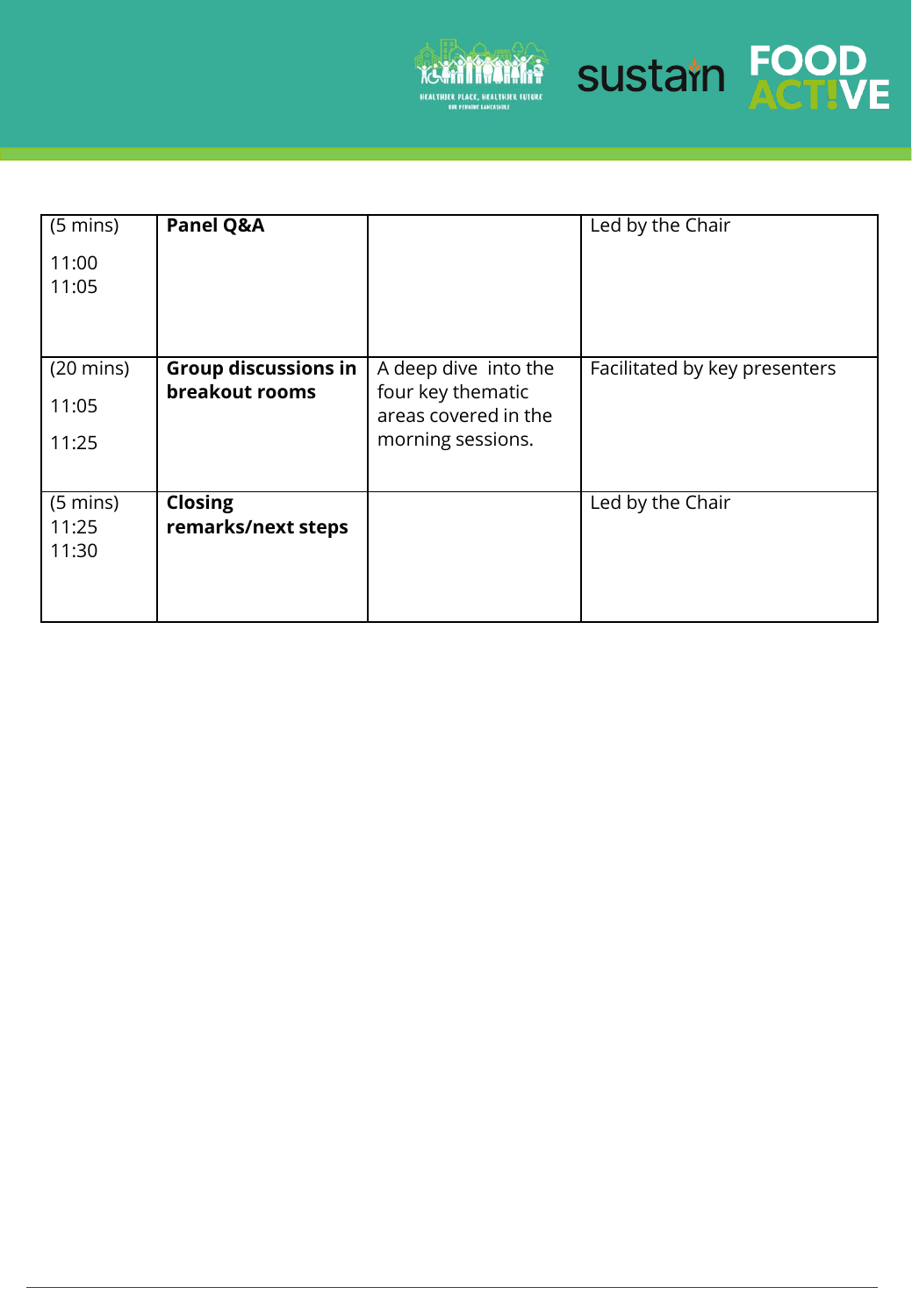| (5 mins) 11:00 11:05 | **Panel Q&A** | | Led by the Chair |
|---|---|---|---|
| (20 mins) 11:05 11:25 | **Group discussions in breakout rooms** | A deep dive into the four key thematic areas covered in the morning sessions. | Facilitated by key presenters |
| (5 mins) 11:25 11:30 | **Closing remarks/next steps** | | Led by the Chair |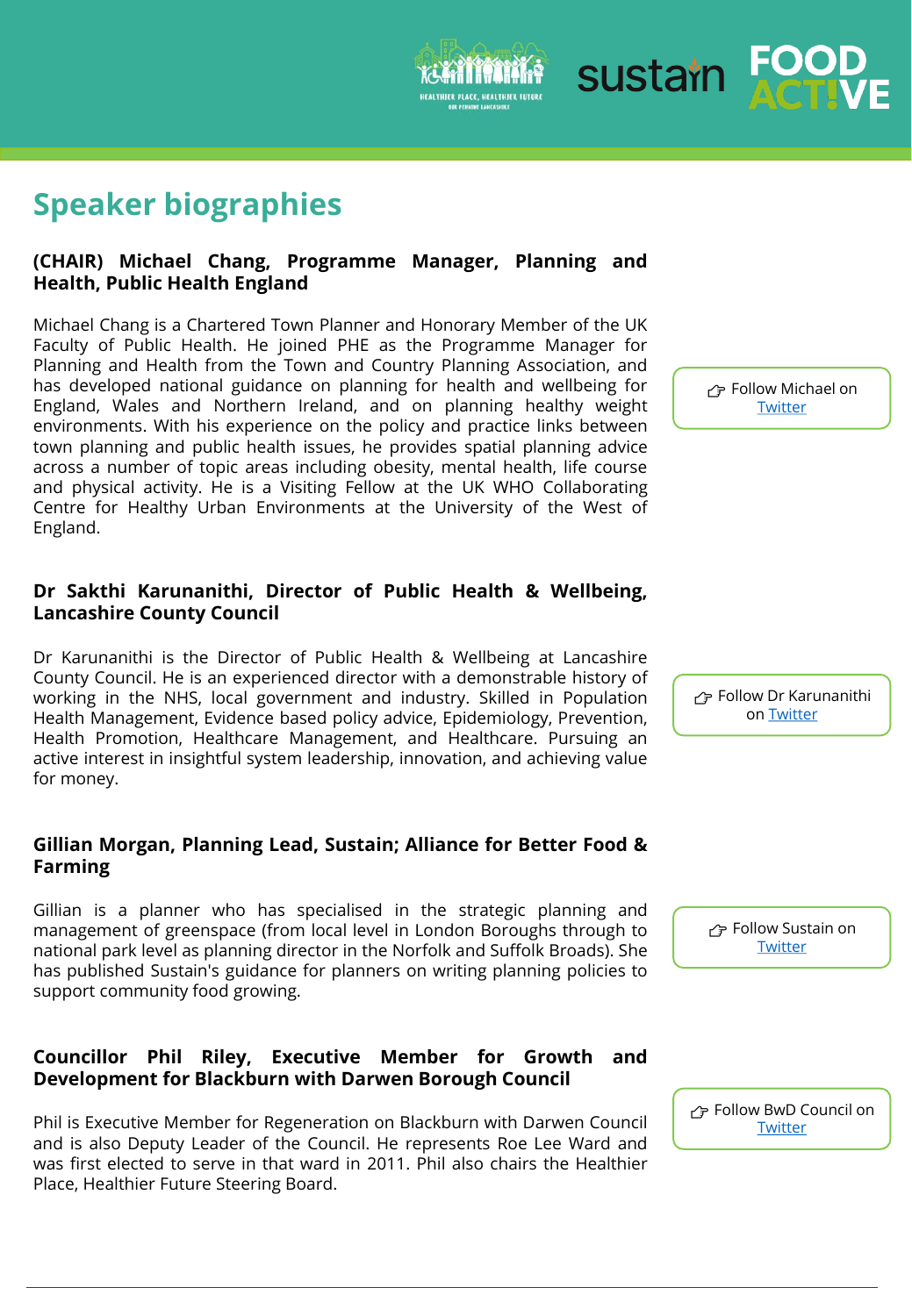## Speaker biographies

### (CHAIR) Michael Chang, Programme Manager, Planning and Health, Public Health England

Michael Chang is a Chartered Town Planner and Honorary Member of the UK Faculty of Public Health. He joined PHE as the Programme Manager for Planning and Health from the Town and Country Planning Association, and has developed national guidance on planning for health and wellbeing for England, Wales and Northern Ireland, and on planning healthy weight environments. With his experience on the policy and practice links between town planning and public health issues, he provides spatial planning advice across a number of topic areas including obesity, mental health, life course and physical activity. He is a Visiting Fellow at the UK WHO Collaborating Centre for Healthy Urban Environments at the University of the West of England.

☞ Follow Michael on Twitter

### Dr Sakthi Karunanithi, Director of Public Health & Wellbeing, Lancashire County Council

Dr Karunanithi is the Director of Public Health & Wellbeing at Lancashire County Council. He is an experienced director with a demonstrable history of working in the NHS, local government and industry. Skilled in Population Health Management, Evidence based policy advice, Epidemiology, Prevention, Health Promotion, Healthcare Management, and Healthcare. Pursuing an active interest in insightful system leadership, innovation, and achieving value for money.

☞ Follow Dr Karunanithi on Twitter

### Gillian Morgan, Planning Lead, Sustain; Alliance for Better Food & Farming

Gillian is a planner who has specialised in the strategic planning and management of greenspace (from local level in London Boroughs through to national park level as planning director in the Norfolk and Suffolk Broads). She has published Sustain's guidance for planners on writing planning policies to support community food growing.

☞ Follow Sustain on Twitter

### Councillor Phil Riley, Executive Member for Growth and Development for Blackburn with Darwen Borough Council

Phil is Executive Member for Regeneration on Blackburn with Darwen Council and is also Deputy Leader of the Council. He represents Roe Lee Ward and was first elected to serve in that ward in 2011. Phil also chairs the Healthier Place, Healthier Future Steering Board.

☞ Follow BwD Council on Twitter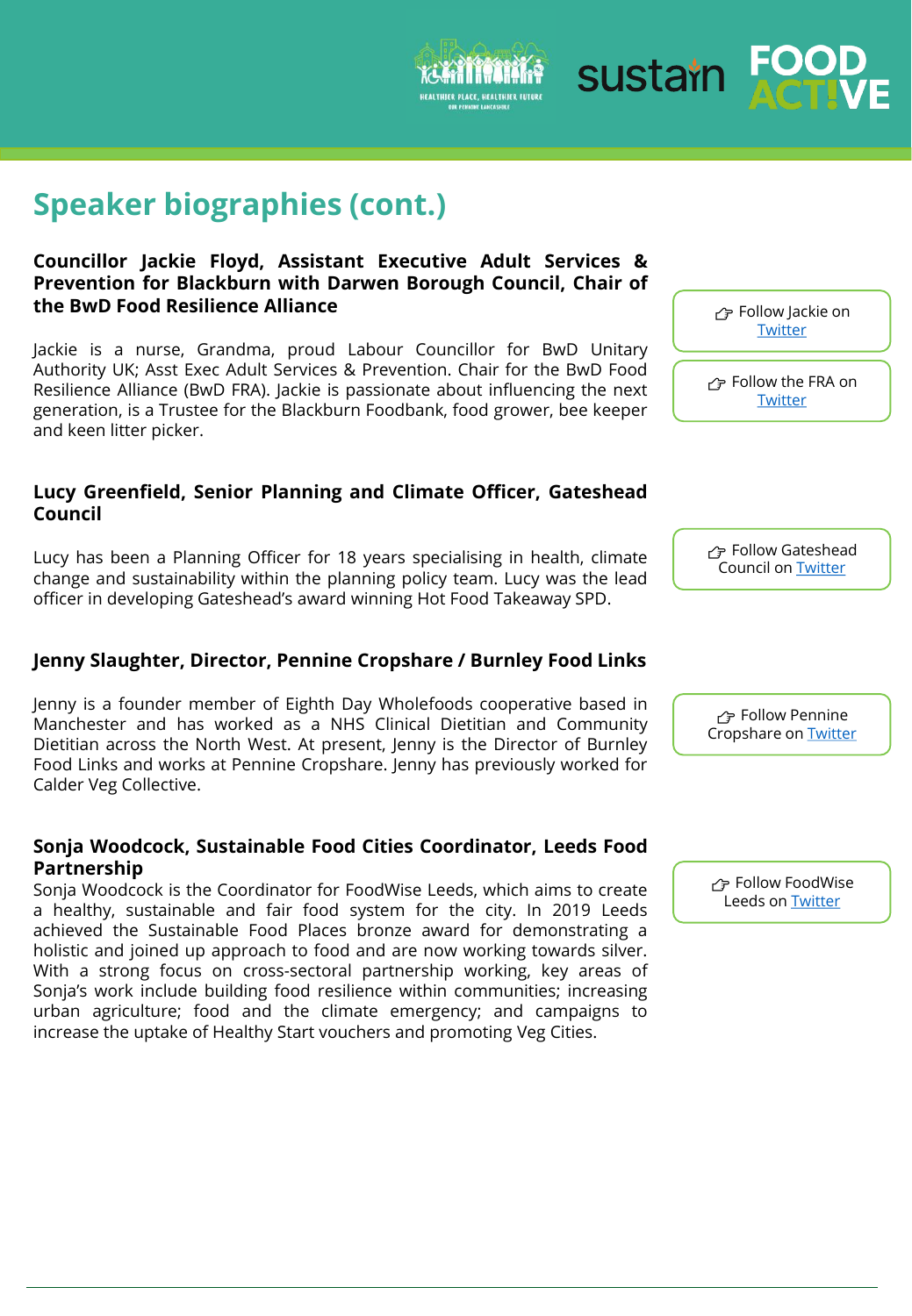## Speaker biographies (cont.)

**Councillor Jackie Floyd, Assistant Executive Adult Services & Prevention for Blackburn with Darwen Borough Council, Chair of the BwD Food Resilience Alliance**

Jackie is a nurse, Grandma, proud Labour Councillor for BwD Unitary Authority UK; Asst Exec Adult Services & Prevention. Chair for the BwD Food Resilience Alliance (BwD FRA). Jackie is passionate about influencing the next generation, is a Trustee for the Blackburn Foodbank, food grower, bee keeper and keen litter picker.

👉 Follow Jackie on Twitter

👉 Follow the FRA on Twitter

**Lucy Greenfield, Senior Planning and Climate Officer, Gateshead Council**

Lucy has been a Planning Officer for 18 years specialising in health, climate change and sustainability within the planning policy team. Lucy was the lead officer in developing Gateshead's award winning Hot Food Takeaway SPD.

👉 Follow Gateshead Council on Twitter

**Jenny Slaughter, Director, Pennine Cropshare / Burnley Food Links**

Jenny is a founder member of Eighth Day Wholefoods cooperative based in Manchester and has worked as a NHS Clinical Dietitian and Community Dietitian across the North West. At present, Jenny is the Director of Burnley Food Links and works at Pennine Cropshare. Jenny has previously worked for Calder Veg Collective.

👉 Follow Pennine Cropshare on Twitter

**Sonja Woodcock, Sustainable Food Cities Coordinator, Leeds Food Partnership**

Sonja Woodcock is the Coordinator for FoodWise Leeds, which aims to create a healthy, sustainable and fair food system for the city. In 2019 Leeds achieved the Sustainable Food Places bronze award for demonstrating a holistic and joined up approach to food and are now working towards silver. With a strong focus on cross-sectoral partnership working, key areas of Sonja's work include building food resilience within communities; increasing urban agriculture; food and the climate emergency; and campaigns to increase the uptake of Healthy Start vouchers and promoting Veg Cities.

👉 Follow FoodWise Leeds on Twitter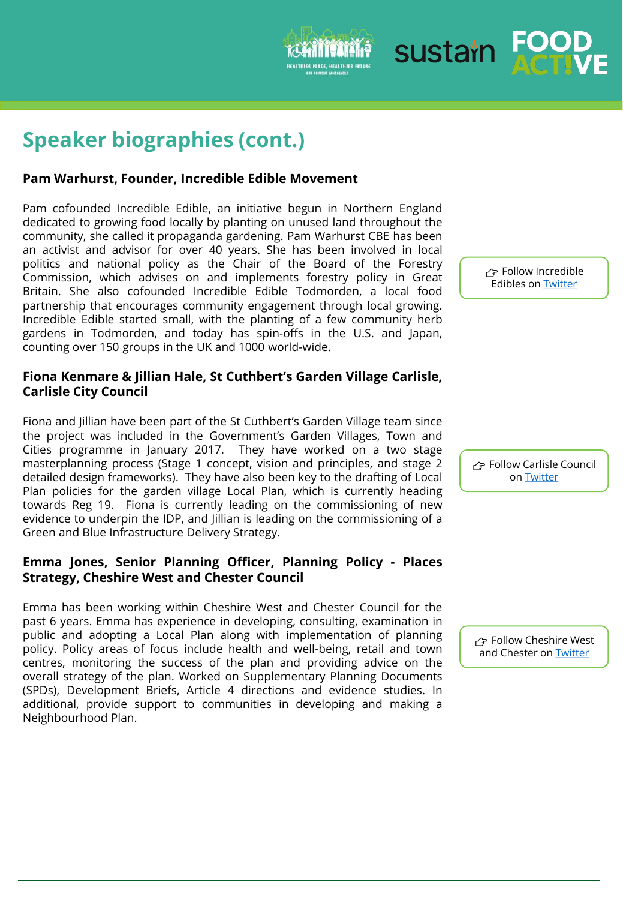## Speaker biographies (cont.)

**Pam Warhurst, Founder, Incredible Edible Movement**

Pam cofounded Incredible Edible, an initiative begun in Northern England dedicated to growing food locally by planting on unused land throughout the community, she called it propaganda gardening. Pam Warhurst CBE has been an activist and advisor for over 40 years. She has been involved in local politics and national policy as the Chair of the Board of the Forestry Commission, which advises on and implements forestry policy in Great Britain. She also cofounded Incredible Edible Todmorden, a local food partnership that encourages community engagement through local growing. Incredible Edible started small, with the planting of a few community herb gardens in Todmorden, and today has spin-offs in the U.S. and Japan, counting over 150 groups in the UK and 1000 world-wide.

👉 Follow Incredible Edibles on Twitter

**Fiona Kenmare & Jillian Hale, St Cuthbert's Garden Village Carlisle, Carlisle City Council**

Fiona and Jillian have been part of the St Cuthbert's Garden Village team since the project was included in the Government's Garden Villages, Town and Cities programme in January 2017. They have worked on a two stage masterplanning process (Stage 1 concept, vision and principles, and stage 2 detailed design frameworks). They have also been key to the drafting of Local Plan policies for the garden village Local Plan, which is currently heading towards Reg 19. Fiona is currently leading on the commissioning of new evidence to underpin the IDP, and Jillian is leading on the commissioning of a Green and Blue Infrastructure Delivery Strategy.

👉 Follow Carlisle Council on Twitter

**Emma Jones, Senior Planning Officer, Planning Policy - Places Strategy, Cheshire West and Chester Council**

Emma has been working within Cheshire West and Chester Council for the past 6 years. Emma has experience in developing, consulting, examination in public and adopting a Local Plan along with implementation of planning policy. Policy areas of focus include health and well-being, retail and town centres, monitoring the success of the plan and providing advice on the overall strategy of the plan. Worked on Supplementary Planning Documents (SPDs), Development Briefs, Article 4 directions and evidence studies. In additional, provide support to communities in developing and making a Neighbourhood Plan.

👉 Follow Cheshire West and Chester on Twitter